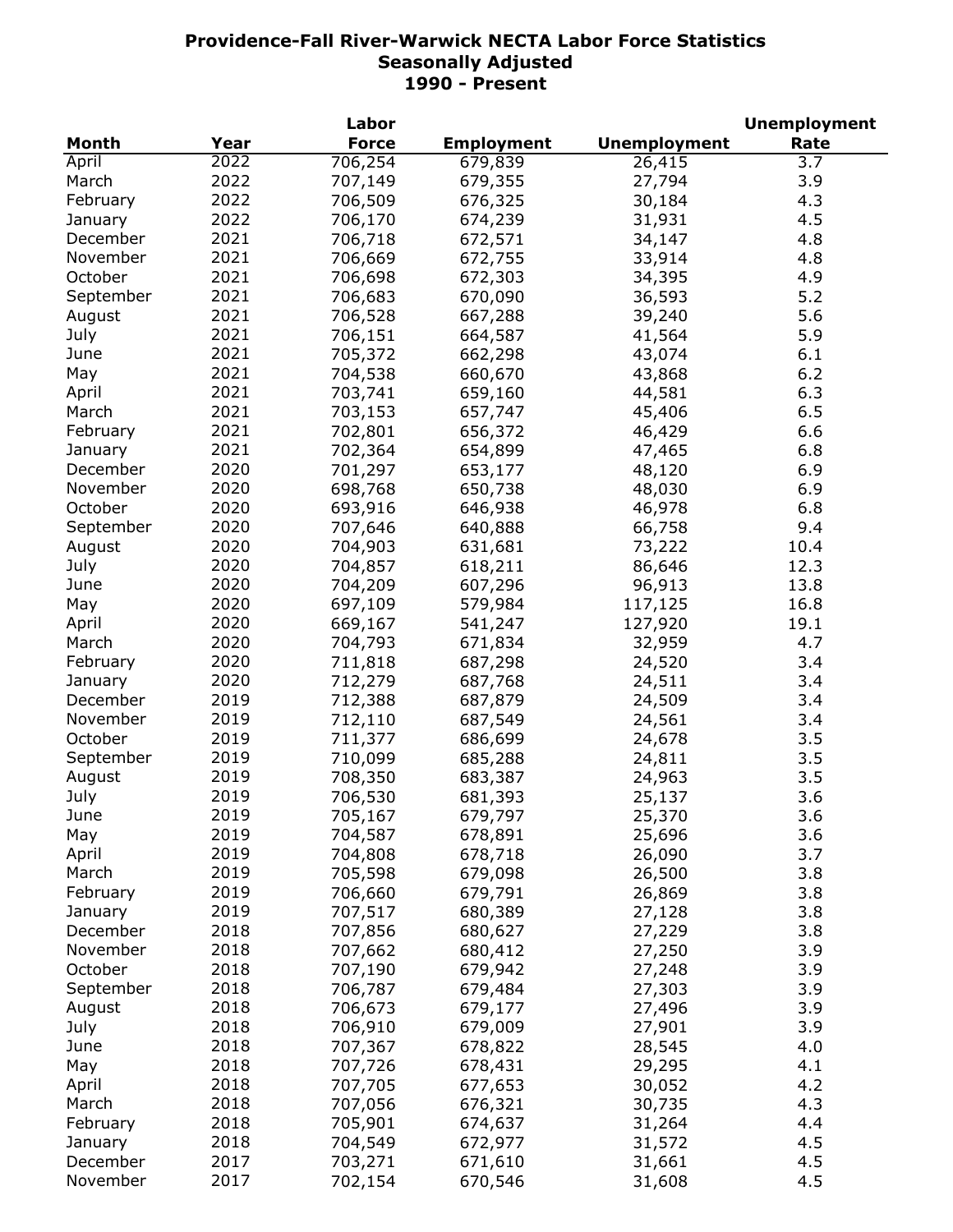# Providence-Fall River-Warwick NECTA Labor Force Statistics
## Seasonally Adjusted
## 1990 - Present

| Month | Year | Labor Force | Employment | Unemployment | Unemployment Rate |
|---|---|---|---|---|---|
| April | 2022 | 706,254 | 679,839 | 26,415 | 3.7 |
| March | 2022 | 707,149 | 679,355 | 27,794 | 3.9 |
| February | 2022 | 706,509 | 676,325 | 30,184 | 4.3 |
| January | 2022 | 706,170 | 674,239 | 31,931 | 4.5 |
| December | 2021 | 706,718 | 672,571 | 34,147 | 4.8 |
| November | 2021 | 706,669 | 672,755 | 33,914 | 4.8 |
| October | 2021 | 706,698 | 672,303 | 34,395 | 4.9 |
| September | 2021 | 706,683 | 670,090 | 36,593 | 5.2 |
| August | 2021 | 706,528 | 667,288 | 39,240 | 5.6 |
| July | 2021 | 706,151 | 664,587 | 41,564 | 5.9 |
| June | 2021 | 705,372 | 662,298 | 43,074 | 6.1 |
| May | 2021 | 704,538 | 660,670 | 43,868 | 6.2 |
| April | 2021 | 703,741 | 659,160 | 44,581 | 6.3 |
| March | 2021 | 703,153 | 657,747 | 45,406 | 6.5 |
| February | 2021 | 702,801 | 656,372 | 46,429 | 6.6 |
| January | 2021 | 702,364 | 654,899 | 47,465 | 6.8 |
| December | 2020 | 701,297 | 653,177 | 48,120 | 6.9 |
| November | 2020 | 698,768 | 650,738 | 48,030 | 6.9 |
| October | 2020 | 693,916 | 646,938 | 46,978 | 6.8 |
| September | 2020 | 707,646 | 640,888 | 66,758 | 9.4 |
| August | 2020 | 704,903 | 631,681 | 73,222 | 10.4 |
| July | 2020 | 704,857 | 618,211 | 86,646 | 12.3 |
| June | 2020 | 704,209 | 607,296 | 96,913 | 13.8 |
| May | 2020 | 697,109 | 579,984 | 117,125 | 16.8 |
| April | 2020 | 669,167 | 541,247 | 127,920 | 19.1 |
| March | 2020 | 704,793 | 671,834 | 32,959 | 4.7 |
| February | 2020 | 711,818 | 687,298 | 24,520 | 3.4 |
| January | 2020 | 712,279 | 687,768 | 24,511 | 3.4 |
| December | 2019 | 712,388 | 687,879 | 24,509 | 3.4 |
| November | 2019 | 712,110 | 687,549 | 24,561 | 3.4 |
| October | 2019 | 711,377 | 686,699 | 24,678 | 3.5 |
| September | 2019 | 710,099 | 685,288 | 24,811 | 3.5 |
| August | 2019 | 708,350 | 683,387 | 24,963 | 3.5 |
| July | 2019 | 706,530 | 681,393 | 25,137 | 3.6 |
| June | 2019 | 705,167 | 679,797 | 25,370 | 3.6 |
| May | 2019 | 704,587 | 678,891 | 25,696 | 3.6 |
| April | 2019 | 704,808 | 678,718 | 26,090 | 3.7 |
| March | 2019 | 705,598 | 679,098 | 26,500 | 3.8 |
| February | 2019 | 706,660 | 679,791 | 26,869 | 3.8 |
| January | 2019 | 707,517 | 680,389 | 27,128 | 3.8 |
| December | 2018 | 707,856 | 680,627 | 27,229 | 3.8 |
| November | 2018 | 707,662 | 680,412 | 27,250 | 3.9 |
| October | 2018 | 707,190 | 679,942 | 27,248 | 3.9 |
| September | 2018 | 706,787 | 679,484 | 27,303 | 3.9 |
| August | 2018 | 706,673 | 679,177 | 27,496 | 3.9 |
| July | 2018 | 706,910 | 679,009 | 27,901 | 3.9 |
| June | 2018 | 707,367 | 678,822 | 28,545 | 4.0 |
| May | 2018 | 707,726 | 678,431 | 29,295 | 4.1 |
| April | 2018 | 707,705 | 677,653 | 30,052 | 4.2 |
| March | 2018 | 707,056 | 676,321 | 30,735 | 4.3 |
| February | 2018 | 705,901 | 674,637 | 31,264 | 4.4 |
| January | 2018 | 704,549 | 672,977 | 31,572 | 4.5 |
| December | 2017 | 703,271 | 671,610 | 31,661 | 4.5 |
| November | 2017 | 702,154 | 670,546 | 31,608 | 4.5 |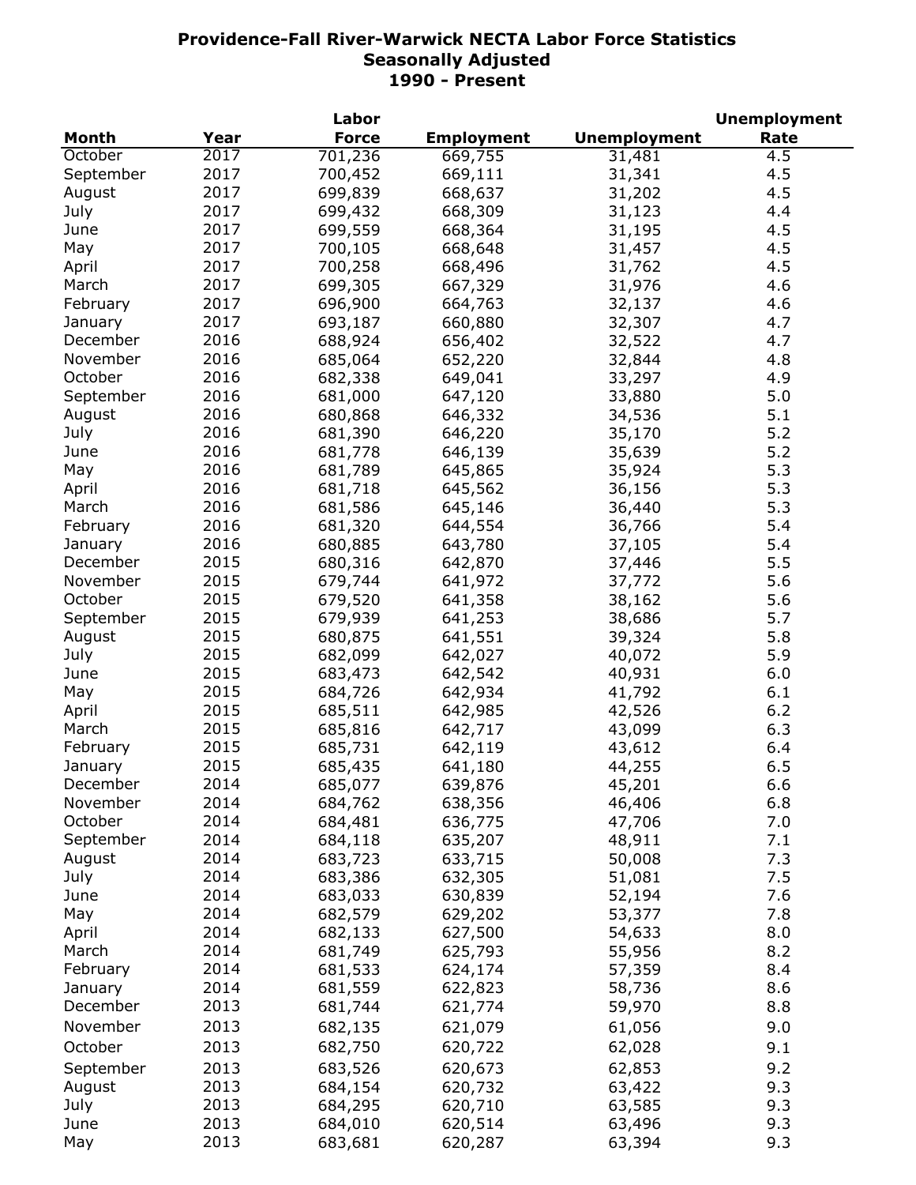# Providence-Fall River-Warwick NECTA Labor Force Statistics
## Seasonally Adjusted
## 1990 - Present

| Month | Year | Labor Force | Employment | Unemployment | Unemployment Rate |
|---|---|---|---|---|---|
| October | 2017 | 701,236 | 669,755 | 31,481 | 4.5 |
| September | 2017 | 700,452 | 669,111 | 31,341 | 4.5 |
| August | 2017 | 699,839 | 668,637 | 31,202 | 4.5 |
| July | 2017 | 699,432 | 668,309 | 31,123 | 4.4 |
| June | 2017 | 699,559 | 668,364 | 31,195 | 4.5 |
| May | 2017 | 700,105 | 668,648 | 31,457 | 4.5 |
| April | 2017 | 700,258 | 668,496 | 31,762 | 4.5 |
| March | 2017 | 699,305 | 667,329 | 31,976 | 4.6 |
| February | 2017 | 696,900 | 664,763 | 32,137 | 4.6 |
| January | 2017 | 693,187 | 660,880 | 32,307 | 4.7 |
| December | 2016 | 688,924 | 656,402 | 32,522 | 4.7 |
| November | 2016 | 685,064 | 652,220 | 32,844 | 4.8 |
| October | 2016 | 682,338 | 649,041 | 33,297 | 4.9 |
| September | 2016 | 681,000 | 647,120 | 33,880 | 5.0 |
| August | 2016 | 680,868 | 646,332 | 34,536 | 5.1 |
| July | 2016 | 681,390 | 646,220 | 35,170 | 5.2 |
| June | 2016 | 681,778 | 646,139 | 35,639 | 5.2 |
| May | 2016 | 681,789 | 645,865 | 35,924 | 5.3 |
| April | 2016 | 681,718 | 645,562 | 36,156 | 5.3 |
| March | 2016 | 681,586 | 645,146 | 36,440 | 5.3 |
| February | 2016 | 681,320 | 644,554 | 36,766 | 5.4 |
| January | 2016 | 680,885 | 643,780 | 37,105 | 5.4 |
| December | 2015 | 680,316 | 642,870 | 37,446 | 5.5 |
| November | 2015 | 679,744 | 641,972 | 37,772 | 5.6 |
| October | 2015 | 679,520 | 641,358 | 38,162 | 5.6 |
| September | 2015 | 679,939 | 641,253 | 38,686 | 5.7 |
| August | 2015 | 680,875 | 641,551 | 39,324 | 5.8 |
| July | 2015 | 682,099 | 642,027 | 40,072 | 5.9 |
| June | 2015 | 683,473 | 642,542 | 40,931 | 6.0 |
| May | 2015 | 684,726 | 642,934 | 41,792 | 6.1 |
| April | 2015 | 685,511 | 642,985 | 42,526 | 6.2 |
| March | 2015 | 685,816 | 642,717 | 43,099 | 6.3 |
| February | 2015 | 685,731 | 642,119 | 43,612 | 6.4 |
| January | 2015 | 685,435 | 641,180 | 44,255 | 6.5 |
| December | 2014 | 685,077 | 639,876 | 45,201 | 6.6 |
| November | 2014 | 684,762 | 638,356 | 46,406 | 6.8 |
| October | 2014 | 684,481 | 636,775 | 47,706 | 7.0 |
| September | 2014 | 684,118 | 635,207 | 48,911 | 7.1 |
| August | 2014 | 683,723 | 633,715 | 50,008 | 7.3 |
| July | 2014 | 683,386 | 632,305 | 51,081 | 7.5 |
| June | 2014 | 683,033 | 630,839 | 52,194 | 7.6 |
| May | 2014 | 682,579 | 629,202 | 53,377 | 7.8 |
| April | 2014 | 682,133 | 627,500 | 54,633 | 8.0 |
| March | 2014 | 681,749 | 625,793 | 55,956 | 8.2 |
| February | 2014 | 681,533 | 624,174 | 57,359 | 8.4 |
| January | 2014 | 681,559 | 622,823 | 58,736 | 8.6 |
| December | 2013 | 681,744 | 621,774 | 59,970 | 8.8 |
| November | 2013 | 682,135 | 621,079 | 61,056 | 9.0 |
| October | 2013 | 682,750 | 620,722 | 62,028 | 9.1 |
| September | 2013 | 683,526 | 620,673 | 62,853 | 9.2 |
| August | 2013 | 684,154 | 620,732 | 63,422 | 9.3 |
| July | 2013 | 684,295 | 620,710 | 63,585 | 9.3 |
| June | 2013 | 684,010 | 620,514 | 63,496 | 9.3 |
| May | 2013 | 683,681 | 620,287 | 63,394 | 9.3 |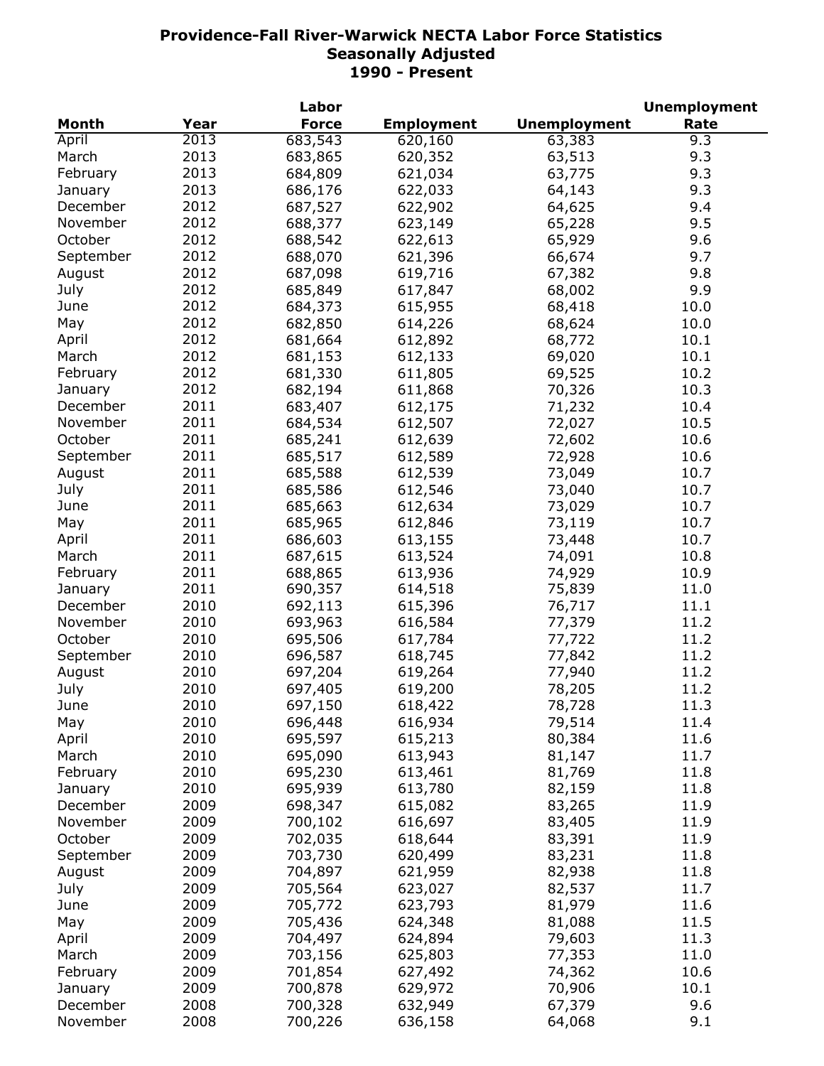# Providence-Fall River-Warwick NECTA Labor Force Statistics
## Seasonally Adjusted
## 1990 - Present

| Month | Year | Labor Force | Employment | Unemployment | Unemployment Rate |
|---|---|---|---|---|---|
| April | 2013 | 683,543 | 620,160 | 63,383 | 9.3 |
| March | 2013 | 683,865 | 620,352 | 63,513 | 9.3 |
| February | 2013 | 684,809 | 621,034 | 63,775 | 9.3 |
| January | 2013 | 686,176 | 622,033 | 64,143 | 9.3 |
| December | 2012 | 687,527 | 622,902 | 64,625 | 9.4 |
| November | 2012 | 688,377 | 623,149 | 65,228 | 9.5 |
| October | 2012 | 688,542 | 622,613 | 65,929 | 9.6 |
| September | 2012 | 688,070 | 621,396 | 66,674 | 9.7 |
| August | 2012 | 687,098 | 619,716 | 67,382 | 9.8 |
| July | 2012 | 685,849 | 617,847 | 68,002 | 9.9 |
| June | 2012 | 684,373 | 615,955 | 68,418 | 10.0 |
| May | 2012 | 682,850 | 614,226 | 68,624 | 10.0 |
| April | 2012 | 681,664 | 612,892 | 68,772 | 10.1 |
| March | 2012 | 681,153 | 612,133 | 69,020 | 10.1 |
| February | 2012 | 681,330 | 611,805 | 69,525 | 10.2 |
| January | 2012 | 682,194 | 611,868 | 70,326 | 10.3 |
| December | 2011 | 683,407 | 612,175 | 71,232 | 10.4 |
| November | 2011 | 684,534 | 612,507 | 72,027 | 10.5 |
| October | 2011 | 685,241 | 612,639 | 72,602 | 10.6 |
| September | 2011 | 685,517 | 612,589 | 72,928 | 10.6 |
| August | 2011 | 685,588 | 612,539 | 73,049 | 10.7 |
| July | 2011 | 685,586 | 612,546 | 73,040 | 10.7 |
| June | 2011 | 685,663 | 612,634 | 73,029 | 10.7 |
| May | 2011 | 685,965 | 612,846 | 73,119 | 10.7 |
| April | 2011 | 686,603 | 613,155 | 73,448 | 10.7 |
| March | 2011 | 687,615 | 613,524 | 74,091 | 10.8 |
| February | 2011 | 688,865 | 613,936 | 74,929 | 10.9 |
| January | 2011 | 690,357 | 614,518 | 75,839 | 11.0 |
| December | 2010 | 692,113 | 615,396 | 76,717 | 11.1 |
| November | 2010 | 693,963 | 616,584 | 77,379 | 11.2 |
| October | 2010 | 695,506 | 617,784 | 77,722 | 11.2 |
| September | 2010 | 696,587 | 618,745 | 77,842 | 11.2 |
| August | 2010 | 697,204 | 619,264 | 77,940 | 11.2 |
| July | 2010 | 697,405 | 619,200 | 78,205 | 11.2 |
| June | 2010 | 697,150 | 618,422 | 78,728 | 11.3 |
| May | 2010 | 696,448 | 616,934 | 79,514 | 11.4 |
| April | 2010 | 695,597 | 615,213 | 80,384 | 11.6 |
| March | 2010 | 695,090 | 613,943 | 81,147 | 11.7 |
| February | 2010 | 695,230 | 613,461 | 81,769 | 11.8 |
| January | 2010 | 695,939 | 613,780 | 82,159 | 11.8 |
| December | 2009 | 698,347 | 615,082 | 83,265 | 11.9 |
| November | 2009 | 700,102 | 616,697 | 83,405 | 11.9 |
| October | 2009 | 702,035 | 618,644 | 83,391 | 11.9 |
| September | 2009 | 703,730 | 620,499 | 83,231 | 11.8 |
| August | 2009 | 704,897 | 621,959 | 82,938 | 11.8 |
| July | 2009 | 705,564 | 623,027 | 82,537 | 11.7 |
| June | 2009 | 705,772 | 623,793 | 81,979 | 11.6 |
| May | 2009 | 705,436 | 624,348 | 81,088 | 11.5 |
| April | 2009 | 704,497 | 624,894 | 79,603 | 11.3 |
| March | 2009 | 703,156 | 625,803 | 77,353 | 11.0 |
| February | 2009 | 701,854 | 627,492 | 74,362 | 10.6 |
| January | 2009 | 700,878 | 629,972 | 70,906 | 10.1 |
| December | 2008 | 700,328 | 632,949 | 67,379 | 9.6 |
| November | 2008 | 700,226 | 636,158 | 64,068 | 9.1 |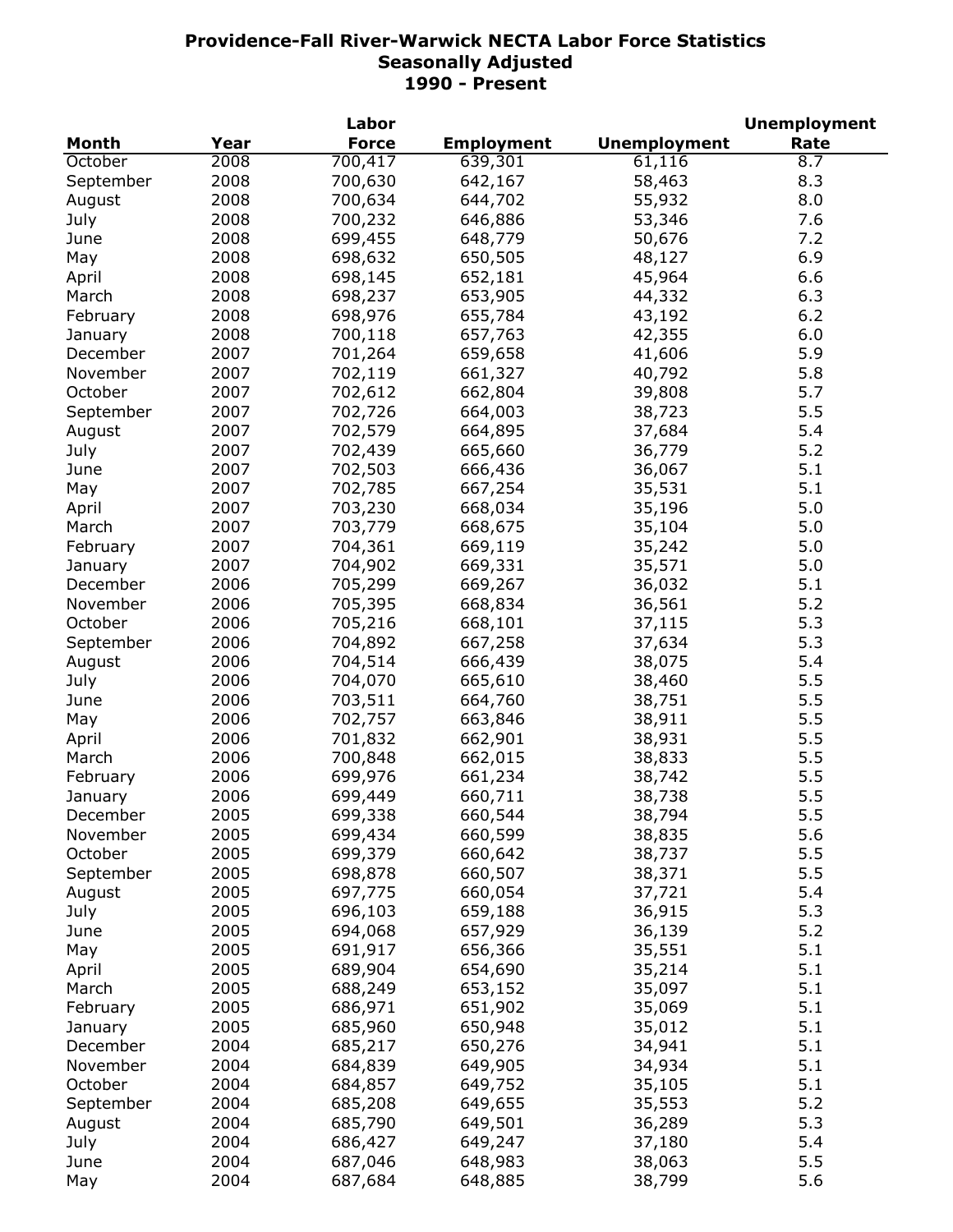# Providence-Fall River-Warwick NECTA Labor Force Statistics
## Seasonally Adjusted
## 1990 - Present

| Month | Year | Labor Force | Employment | Unemployment | Unemployment Rate |
|---|---|---|---|---|---|
| October | 2008 | 700,417 | 639,301 | 61,116 | 8.7 |
| September | 2008 | 700,630 | 642,167 | 58,463 | 8.3 |
| August | 2008 | 700,634 | 644,702 | 55,932 | 8.0 |
| July | 2008 | 700,232 | 646,886 | 53,346 | 7.6 |
| June | 2008 | 699,455 | 648,779 | 50,676 | 7.2 |
| May | 2008 | 698,632 | 650,505 | 48,127 | 6.9 |
| April | 2008 | 698,145 | 652,181 | 45,964 | 6.6 |
| March | 2008 | 698,237 | 653,905 | 44,332 | 6.3 |
| February | 2008 | 698,976 | 655,784 | 43,192 | 6.2 |
| January | 2008 | 700,118 | 657,763 | 42,355 | 6.0 |
| December | 2007 | 701,264 | 659,658 | 41,606 | 5.9 |
| November | 2007 | 702,119 | 661,327 | 40,792 | 5.8 |
| October | 2007 | 702,612 | 662,804 | 39,808 | 5.7 |
| September | 2007 | 702,726 | 664,003 | 38,723 | 5.5 |
| August | 2007 | 702,579 | 664,895 | 37,684 | 5.4 |
| July | 2007 | 702,439 | 665,660 | 36,779 | 5.2 |
| June | 2007 | 702,503 | 666,436 | 36,067 | 5.1 |
| May | 2007 | 702,785 | 667,254 | 35,531 | 5.1 |
| April | 2007 | 703,230 | 668,034 | 35,196 | 5.0 |
| March | 2007 | 703,779 | 668,675 | 35,104 | 5.0 |
| February | 2007 | 704,361 | 669,119 | 35,242 | 5.0 |
| January | 2007 | 704,902 | 669,331 | 35,571 | 5.0 |
| December | 2006 | 705,299 | 669,267 | 36,032 | 5.1 |
| November | 2006 | 705,395 | 668,834 | 36,561 | 5.2 |
| October | 2006 | 705,216 | 668,101 | 37,115 | 5.3 |
| September | 2006 | 704,892 | 667,258 | 37,634 | 5.3 |
| August | 2006 | 704,514 | 666,439 | 38,075 | 5.4 |
| July | 2006 | 704,070 | 665,610 | 38,460 | 5.5 |
| June | 2006 | 703,511 | 664,760 | 38,751 | 5.5 |
| May | 2006 | 702,757 | 663,846 | 38,911 | 5.5 |
| April | 2006 | 701,832 | 662,901 | 38,931 | 5.5 |
| March | 2006 | 700,848 | 662,015 | 38,833 | 5.5 |
| February | 2006 | 699,976 | 661,234 | 38,742 | 5.5 |
| January | 2006 | 699,449 | 660,711 | 38,738 | 5.5 |
| December | 2005 | 699,338 | 660,544 | 38,794 | 5.5 |
| November | 2005 | 699,434 | 660,599 | 38,835 | 5.6 |
| October | 2005 | 699,379 | 660,642 | 38,737 | 5.5 |
| September | 2005 | 698,878 | 660,507 | 38,371 | 5.5 |
| August | 2005 | 697,775 | 660,054 | 37,721 | 5.4 |
| July | 2005 | 696,103 | 659,188 | 36,915 | 5.3 |
| June | 2005 | 694,068 | 657,929 | 36,139 | 5.2 |
| May | 2005 | 691,917 | 656,366 | 35,551 | 5.1 |
| April | 2005 | 689,904 | 654,690 | 35,214 | 5.1 |
| March | 2005 | 688,249 | 653,152 | 35,097 | 5.1 |
| February | 2005 | 686,971 | 651,902 | 35,069 | 5.1 |
| January | 2005 | 685,960 | 650,948 | 35,012 | 5.1 |
| December | 2004 | 685,217 | 650,276 | 34,941 | 5.1 |
| November | 2004 | 684,839 | 649,905 | 34,934 | 5.1 |
| October | 2004 | 684,857 | 649,752 | 35,105 | 5.1 |
| September | 2004 | 685,208 | 649,655 | 35,553 | 5.2 |
| August | 2004 | 685,790 | 649,501 | 36,289 | 5.3 |
| July | 2004 | 686,427 | 649,247 | 37,180 | 5.4 |
| June | 2004 | 687,046 | 648,983 | 38,063 | 5.5 |
| May | 2004 | 687,684 | 648,885 | 38,799 | 5.6 |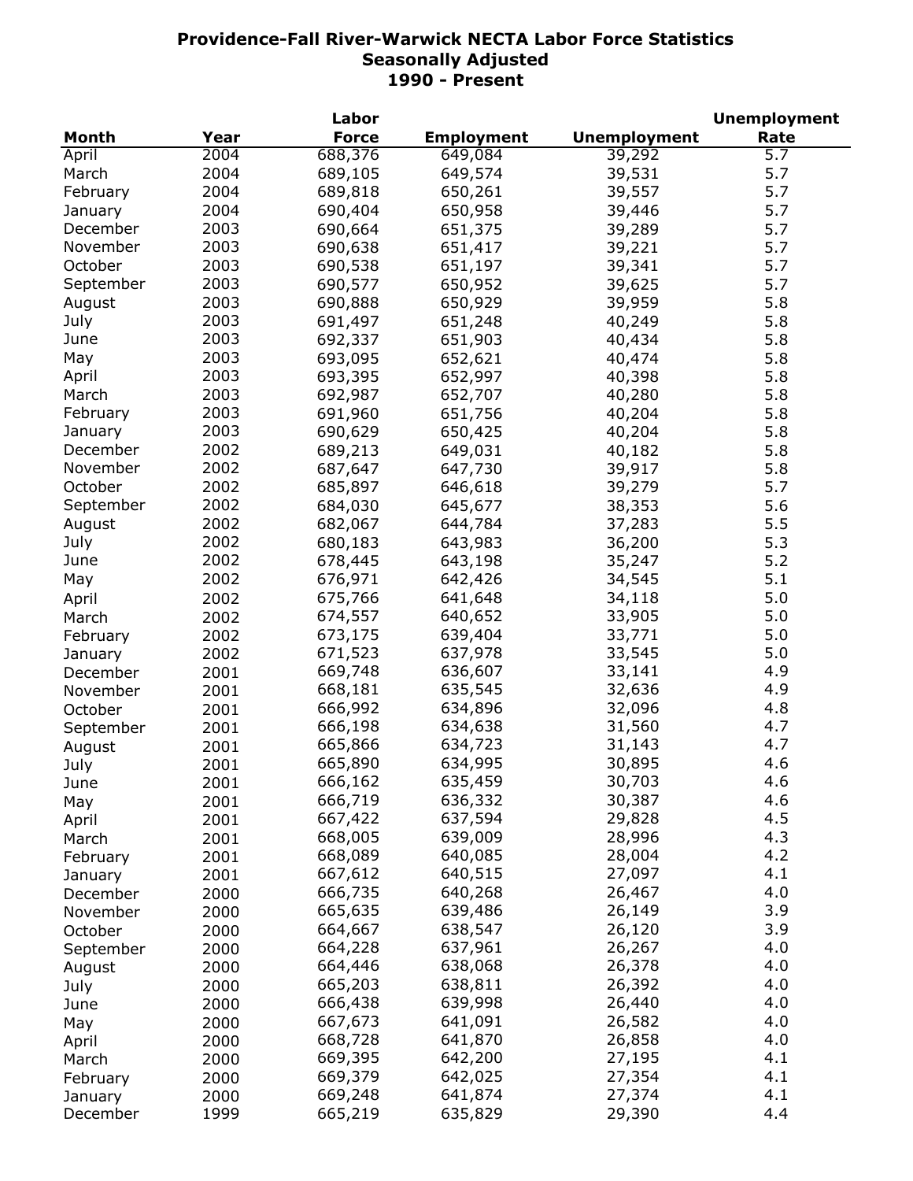# Providence-Fall River-Warwick NECTA Labor Force Statistics
## Seasonally Adjusted
## 1990 - Present

| Month | Year | Labor Force | Employment | Unemployment | Unemployment Rate |
|---|---|---|---|---|---|
| April | 2004 | 688,376 | 649,084 | 39,292 | 5.7 |
| March | 2004 | 689,105 | 649,574 | 39,531 | 5.7 |
| February | 2004 | 689,818 | 650,261 | 39,557 | 5.7 |
| January | 2004 | 690,404 | 650,958 | 39,446 | 5.7 |
| December | 2003 | 690,664 | 651,375 | 39,289 | 5.7 |
| November | 2003 | 690,638 | 651,417 | 39,221 | 5.7 |
| October | 2003 | 690,538 | 651,197 | 39,341 | 5.7 |
| September | 2003 | 690,577 | 650,952 | 39,625 | 5.7 |
| August | 2003 | 690,888 | 650,929 | 39,959 | 5.8 |
| July | 2003 | 691,497 | 651,248 | 40,249 | 5.8 |
| June | 2003 | 692,337 | 651,903 | 40,434 | 5.8 |
| May | 2003 | 693,095 | 652,621 | 40,474 | 5.8 |
| April | 2003 | 693,395 | 652,997 | 40,398 | 5.8 |
| March | 2003 | 692,987 | 652,707 | 40,280 | 5.8 |
| February | 2003 | 691,960 | 651,756 | 40,204 | 5.8 |
| January | 2003 | 690,629 | 650,425 | 40,204 | 5.8 |
| December | 2002 | 689,213 | 649,031 | 40,182 | 5.8 |
| November | 2002 | 687,647 | 647,730 | 39,917 | 5.8 |
| October | 2002 | 685,897 | 646,618 | 39,279 | 5.7 |
| September | 2002 | 684,030 | 645,677 | 38,353 | 5.6 |
| August | 2002 | 682,067 | 644,784 | 37,283 | 5.5 |
| July | 2002 | 680,183 | 643,983 | 36,200 | 5.3 |
| June | 2002 | 678,445 | 643,198 | 35,247 | 5.2 |
| May | 2002 | 676,971 | 642,426 | 34,545 | 5.1 |
| April | 2002 | 675,766 | 641,648 | 34,118 | 5.0 |
| March | 2002 | 674,557 | 640,652 | 33,905 | 5.0 |
| February | 2002 | 673,175 | 639,404 | 33,771 | 5.0 |
| January | 2002 | 671,523 | 637,978 | 33,545 | 5.0 |
| December | 2001 | 669,748 | 636,607 | 33,141 | 4.9 |
| November | 2001 | 668,181 | 635,545 | 32,636 | 4.9 |
| October | 2001 | 666,992 | 634,896 | 32,096 | 4.8 |
| September | 2001 | 666,198 | 634,638 | 31,560 | 4.7 |
| August | 2001 | 665,866 | 634,723 | 31,143 | 4.7 |
| July | 2001 | 665,890 | 634,995 | 30,895 | 4.6 |
| June | 2001 | 666,162 | 635,459 | 30,703 | 4.6 |
| May | 2001 | 666,719 | 636,332 | 30,387 | 4.6 |
| April | 2001 | 667,422 | 637,594 | 29,828 | 4.5 |
| March | 2001 | 668,005 | 639,009 | 28,996 | 4.3 |
| February | 2001 | 668,089 | 640,085 | 28,004 | 4.2 |
| January | 2001 | 667,612 | 640,515 | 27,097 | 4.1 |
| December | 2000 | 666,735 | 640,268 | 26,467 | 4.0 |
| November | 2000 | 665,635 | 639,486 | 26,149 | 3.9 |
| October | 2000 | 664,667 | 638,547 | 26,120 | 3.9 |
| September | 2000 | 664,228 | 637,961 | 26,267 | 4.0 |
| August | 2000 | 664,446 | 638,068 | 26,378 | 4.0 |
| July | 2000 | 665,203 | 638,811 | 26,392 | 4.0 |
| June | 2000 | 666,438 | 639,998 | 26,440 | 4.0 |
| May | 2000 | 667,673 | 641,091 | 26,582 | 4.0 |
| April | 2000 | 668,728 | 641,870 | 26,858 | 4.0 |
| March | 2000 | 669,395 | 642,200 | 27,195 | 4.1 |
| February | 2000 | 669,379 | 642,025 | 27,354 | 4.1 |
| January | 2000 | 669,248 | 641,874 | 27,374 | 4.1 |
| December | 1999 | 665,219 | 635,829 | 29,390 | 4.4 |